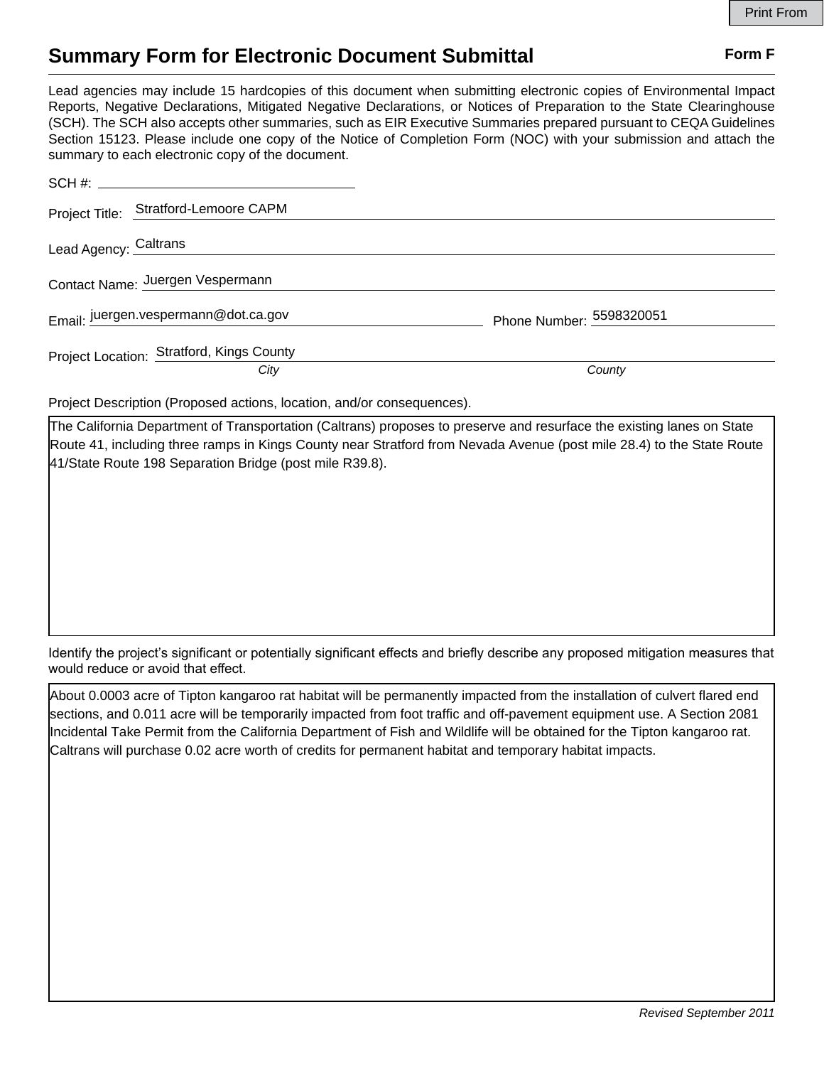# Summary Form for Electronic Document Submittal

**Form F**

Lead agencies may include 15 hardcopies of this document when submitting electronic copies of Environmental Impact Reports, Negative Declarations, Mitigated Negative Declarations, or Notices of Preparation to the State Clearinghouse (SCH). The SCH also accepts other summaries, such as EIR Executive Summaries prepared pursuant to CEQA Guidelines Section 15123. Please include one copy of the Notice of Completion Form (NOC) with your submission and attach the summary to each electronic copy of the document.

SCH #: 

Project Title: Stratford-Lemoore CAPM

Lead Agency: Caltrans

Contact Name: Juergen Vespermann

Email: juergen.vespermann@dot.ca.gov Phone Number: 5598320051

Project Location: Stratford, Kings County

*City* *County*

Project Description (Proposed actions, location, and/or consequences).

The California Department of Transportation (Caltrans) proposes to preserve and resurface the existing lanes on State Route 41, including three ramps in Kings County near Stratford from Nevada Avenue (post mile 28.4) to the State Route 41/State Route 198 Separation Bridge (post mile R39.8).

Identify the project's significant or potentially significant effects and briefly describe any proposed mitigation measures that would reduce or avoid that effect.

About 0.0003 acre of Tipton kangaroo rat habitat will be permanently impacted from the installation of culvert flared end sections, and 0.011 acre will be temporarily impacted from foot traffic and off-pavement equipment use. A Section 2081 Incidental Take Permit from the California Department of Fish and Wildlife will be obtained for the Tipton kangaroo rat. Caltrans will purchase 0.02 acre worth of credits for permanent habitat and temporary habitat impacts.

*Revised September 2011*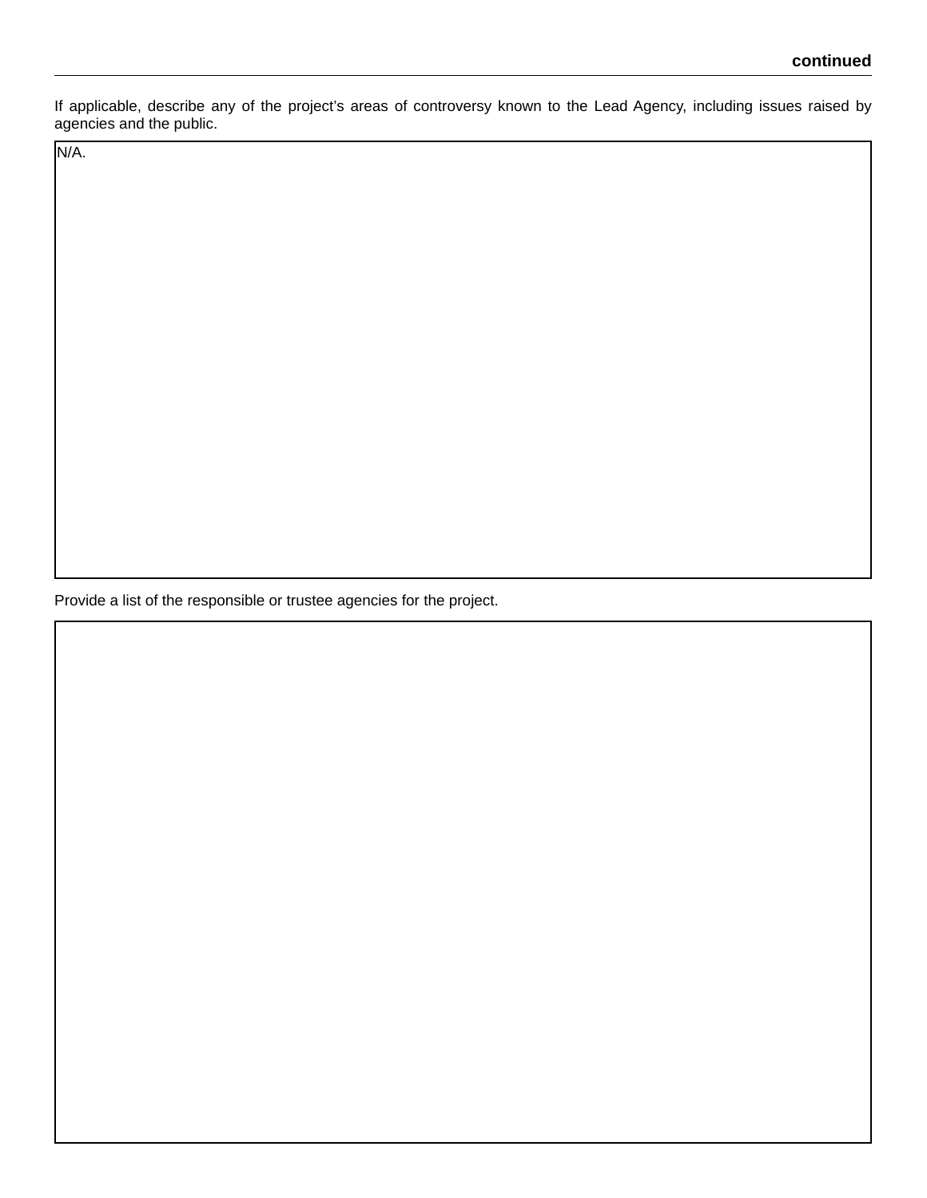**continued**

If applicable, describe any of the project's areas of controversy known to the Lead Agency, including issues raised by agencies and the public.

| |
|---|
| N/A. |

Provide a list of the responsible or trustee agencies for the project.

| |
|---|
| |